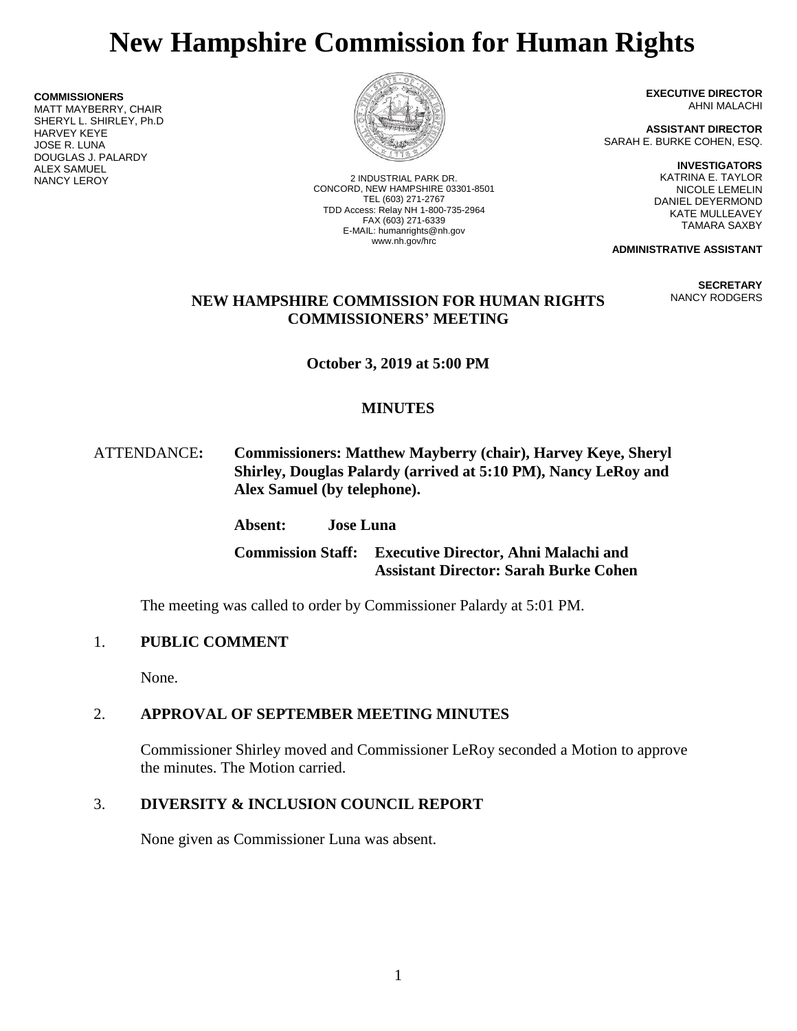# New Hampshire Commission for Human Rights

**COMMISSIONERS**
MATT MAYBERRY, CHAIR
SHERYL L. SHIRLEY, Ph.D
HARVEY KEYE
JOSE R. LUNA
DOUGLAS J. PALARDY
ALEX SAMUEL
NANCY LEROY

2 INDUSTRIAL PARK DR.
CONCORD, NEW HAMPSHIRE 03301-8501
TEL (603) 271-2767
TDD Access: Relay NH 1-800-735-2964
FAX (603) 271-6339
E-MAIL: humanrights@nh.gov
www.nh.gov/hrc

**EXECUTIVE DIRECTOR**
AHNI MALACHI

**ASSISTANT DIRECTOR**
SARAH E. BURKE COHEN, ESQ.

**INVESTIGATORS**
KATRINA E. TAYLOR
NICOLE LEMELIN
DANIEL DEYERMOND
KATE MULLEAVEY
TAMARA SAXBY

**ADMINISTRATIVE ASSISTANT**

**SECRETARY**
NANCY RODGERS

**NEW HAMPSHIRE COMMISSION FOR HUMAN RIGHTS**
**COMMISSIONERS' MEETING**

**October 3, 2019 at 5:00 PM**

**MINUTES**

ATTENDANCE: **Commissioners: Matthew Mayberry (chair), Harvey Keye, Sheryl Shirley, Douglas Palardy (arrived at 5:10 PM), Nancy LeRoy and Alex Samuel (by telephone).**

**Absent:** **Jose Luna**

**Commission Staff:** **Executive Director, Ahni Malachi and Assistant Director: Sarah Burke Cohen**

The meeting was called to order by Commissioner Palardy at 5:01 PM.

1. **PUBLIC COMMENT**

   None.

2. **APPROVAL OF SEPTEMBER MEETING MINUTES**

   Commissioner Shirley moved and Commissioner LeRoy seconded a Motion to approve the minutes. The Motion carried.

3. **DIVERSITY & INCLUSION COUNCIL REPORT**

   None given as Commissioner Luna was absent.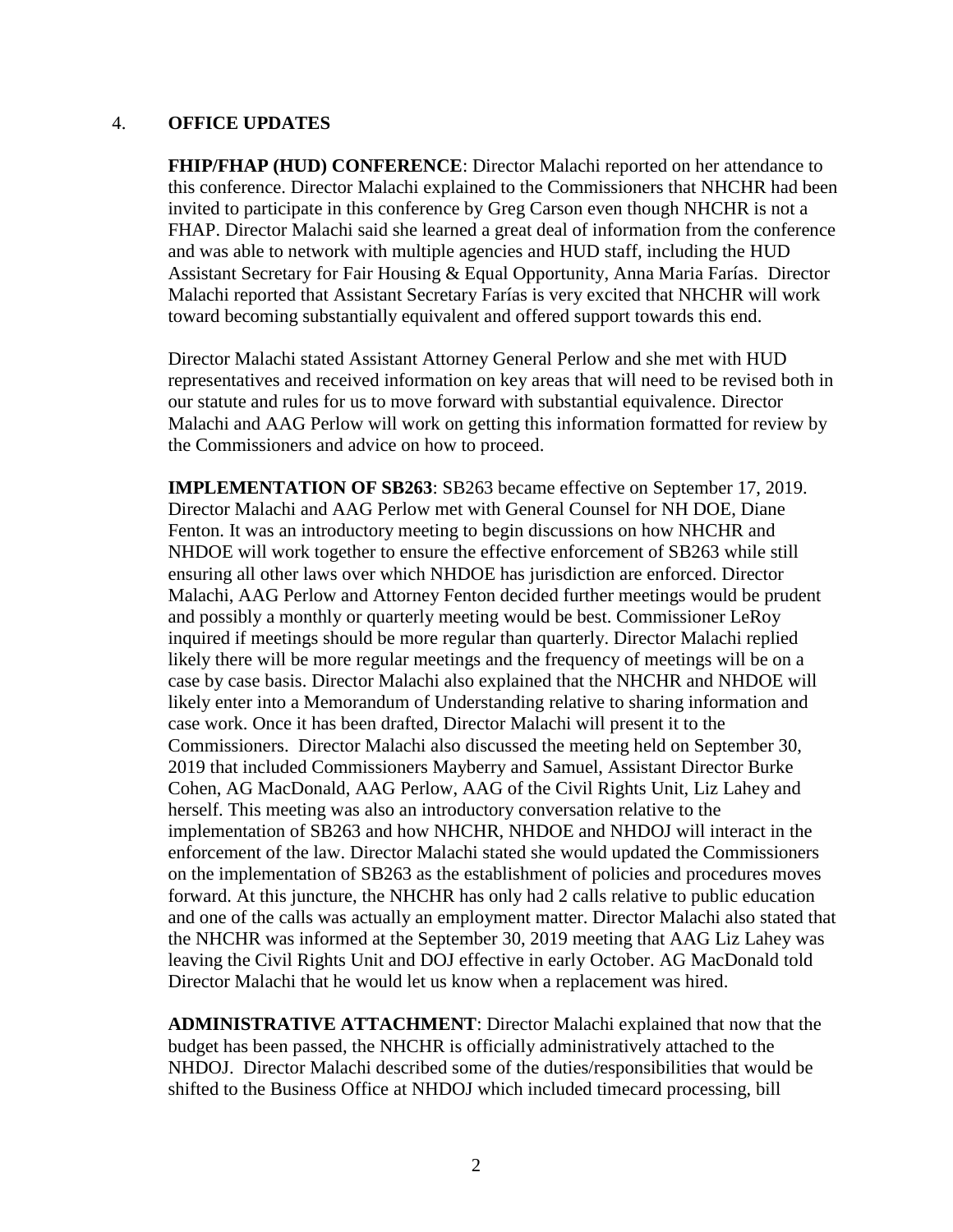4. **OFFICE UPDATES**

**FHIP/FHAP (HUD) CONFERENCE**: Director Malachi reported on her attendance to this conference. Director Malachi explained to the Commissioners that NHCHR had been invited to participate in this conference by Greg Carson even though NHCHR is not a FHAP. Director Malachi said she learned a great deal of information from the conference and was able to network with multiple agencies and HUD staff, including the HUD Assistant Secretary for Fair Housing & Equal Opportunity, Anna Maria Farías. Director Malachi reported that Assistant Secretary Farías is very excited that NHCHR will work toward becoming substantially equivalent and offered support towards this end.

Director Malachi stated Assistant Attorney General Perlow and she met with HUD representatives and received information on key areas that will need to be revised both in our statute and rules for us to move forward with substantial equivalence. Director Malachi and AAG Perlow will work on getting this information formatted for review by the Commissioners and advice on how to proceed.

**IMPLEMENTATION OF SB263**: SB263 became effective on September 17, 2019. Director Malachi and AAG Perlow met with General Counsel for NH DOE, Diane Fenton. It was an introductory meeting to begin discussions on how NHCHR and NHDOE will work together to ensure the effective enforcement of SB263 while still ensuring all other laws over which NHDOE has jurisdiction are enforced. Director Malachi, AAG Perlow and Attorney Fenton decided further meetings would be prudent and possibly a monthly or quarterly meeting would be best. Commissioner LeRoy inquired if meetings should be more regular than quarterly. Director Malachi replied likely there will be more regular meetings and the frequency of meetings will be on a case by case basis. Director Malachi also explained that the NHCHR and NHDOE will likely enter into a Memorandum of Understanding relative to sharing information and case work. Once it has been drafted, Director Malachi will present it to the Commissioners. Director Malachi also discussed the meeting held on September 30, 2019 that included Commissioners Mayberry and Samuel, Assistant Director Burke Cohen, AG MacDonald, AAG Perlow, AAG of the Civil Rights Unit, Liz Lahey and herself. This meeting was also an introductory conversation relative to the implementation of SB263 and how NHCHR, NHDOE and NHDOJ will interact in the enforcement of the law. Director Malachi stated she would updated the Commissioners on the implementation of SB263 as the establishment of policies and procedures moves forward. At this juncture, the NHCHR has only had 2 calls relative to public education and one of the calls was actually an employment matter. Director Malachi also stated that the NHCHR was informed at the September 30, 2019 meeting that AAG Liz Lahey was leaving the Civil Rights Unit and DOJ effective in early October. AG MacDonald told Director Malachi that he would let us know when a replacement was hired.

**ADMINISTRATIVE ATTACHMENT**: Director Malachi explained that now that the budget has been passed, the NHCHR is officially administratively attached to the NHDOJ. Director Malachi described some of the duties/responsibilities that would be shifted to the Business Office at NHDOJ which included timecard processing, bill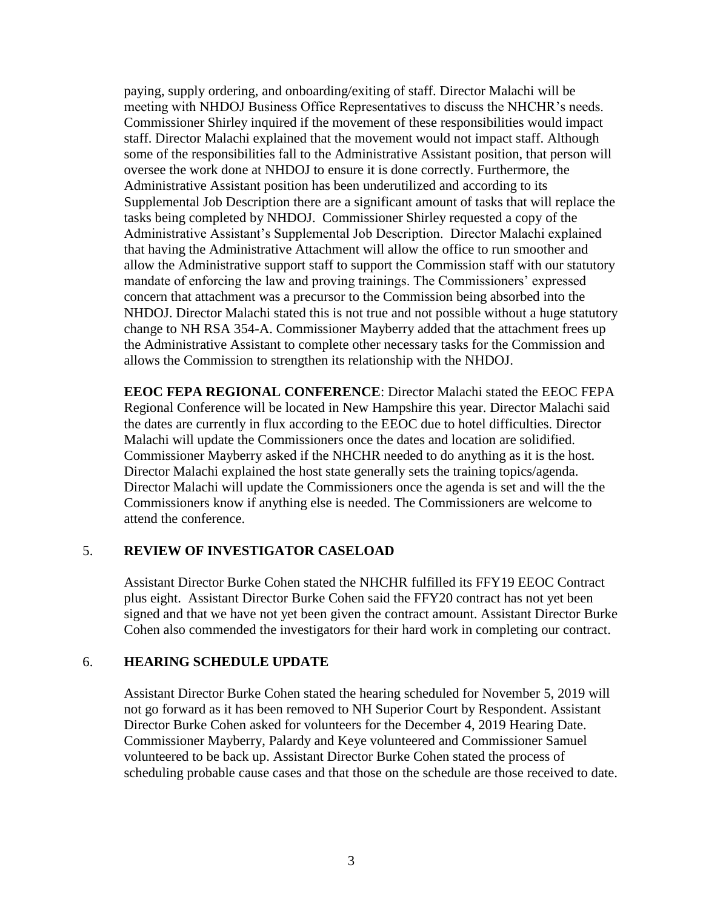paying, supply ordering, and onboarding/exiting of staff. Director Malachi will be meeting with NHDOJ Business Office Representatives to discuss the NHCHR's needs. Commissioner Shirley inquired if the movement of these responsibilities would impact staff. Director Malachi explained that the movement would not impact staff. Although some of the responsibilities fall to the Administrative Assistant position, that person will oversee the work done at NHDOJ to ensure it is done correctly. Furthermore, the Administrative Assistant position has been underutilized and according to its Supplemental Job Description there are a significant amount of tasks that will replace the tasks being completed by NHDOJ. Commissioner Shirley requested a copy of the Administrative Assistant's Supplemental Job Description. Director Malachi explained that having the Administrative Attachment will allow the office to run smoother and allow the Administrative support staff to support the Commission staff with our statutory mandate of enforcing the law and proving trainings. The Commissioners' expressed concern that attachment was a precursor to the Commission being absorbed into the NHDOJ. Director Malachi stated this is not true and not possible without a huge statutory change to NH RSA 354-A. Commissioner Mayberry added that the attachment frees up the Administrative Assistant to complete other necessary tasks for the Commission and allows the Commission to strengthen its relationship with the NHDOJ.

**EEOC FEPA REGIONAL CONFERENCE**: Director Malachi stated the EEOC FEPA Regional Conference will be located in New Hampshire this year. Director Malachi said the dates are currently in flux according to the EEOC due to hotel difficulties. Director Malachi will update the Commissioners once the dates and location are solidified. Commissioner Mayberry asked if the NHCHR needed to do anything as it is the host. Director Malachi explained the host state generally sets the training topics/agenda. Director Malachi will update the Commissioners once the agenda is set and will the the Commissioners know if anything else is needed. The Commissioners are welcome to attend the conference.

## 5. REVIEW OF INVESTIGATOR CASELOAD

Assistant Director Burke Cohen stated the NHCHR fulfilled its FFY19 EEOC Contract plus eight. Assistant Director Burke Cohen said the FFY20 contract has not yet been signed and that we have not yet been given the contract amount. Assistant Director Burke Cohen also commended the investigators for their hard work in completing our contract.

## 6. HEARING SCHEDULE UPDATE

Assistant Director Burke Cohen stated the hearing scheduled for November 5, 2019 will not go forward as it has been removed to NH Superior Court by Respondent. Assistant Director Burke Cohen asked for volunteers for the December 4, 2019 Hearing Date. Commissioner Mayberry, Palardy and Keye volunteered and Commissioner Samuel volunteered to be back up. Assistant Director Burke Cohen stated the process of scheduling probable cause cases and that those on the schedule are those received to date.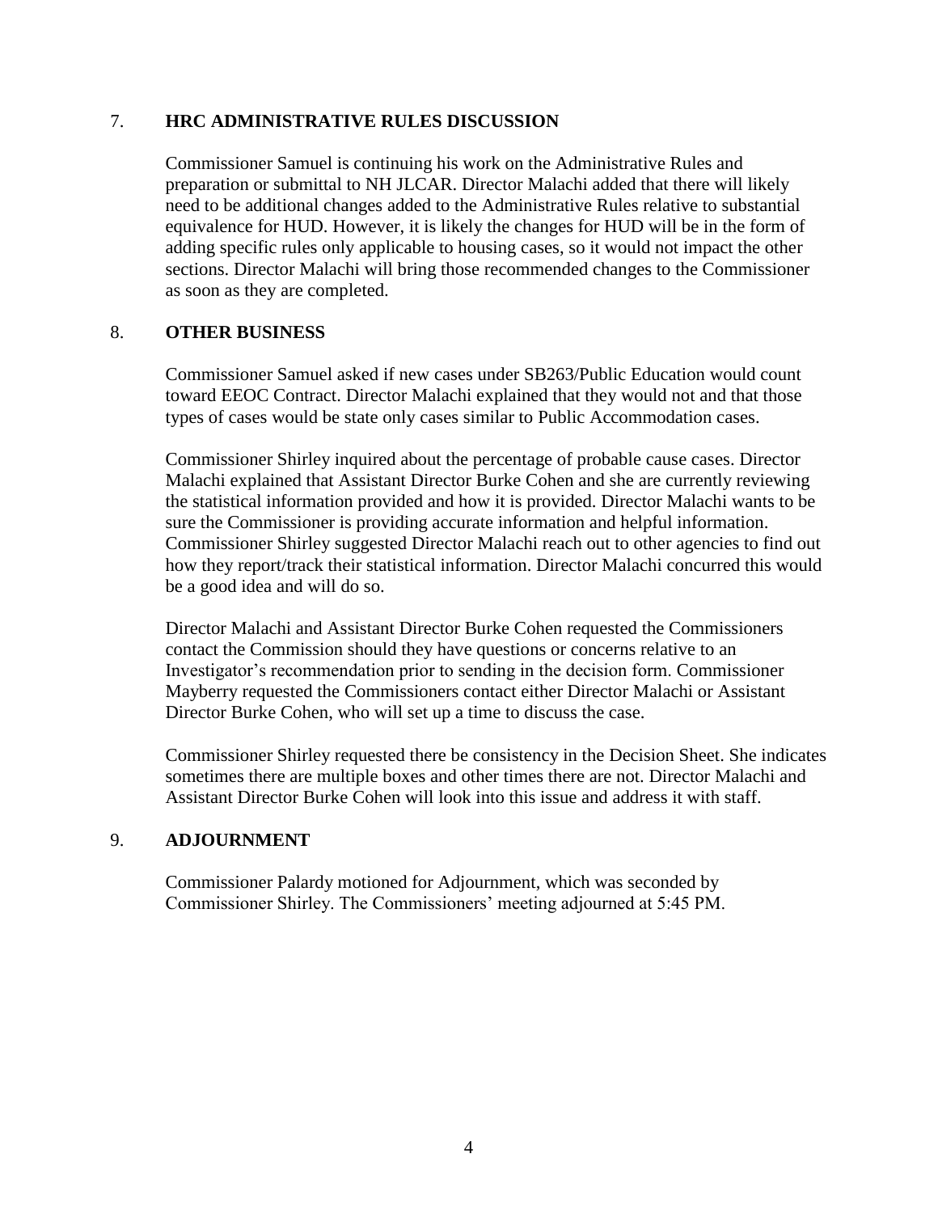## 7. HRC ADMINISTRATIVE RULES DISCUSSION

Commissioner Samuel is continuing his work on the Administrative Rules and preparation or submittal to NH JLCAR. Director Malachi added that there will likely need to be additional changes added to the Administrative Rules relative to substantial equivalence for HUD. However, it is likely the changes for HUD will be in the form of adding specific rules only applicable to housing cases, so it would not impact the other sections. Director Malachi will bring those recommended changes to the Commissioner as soon as they are completed.

## 8. OTHER BUSINESS

Commissioner Samuel asked if new cases under SB263/Public Education would count toward EEOC Contract. Director Malachi explained that they would not and that those types of cases would be state only cases similar to Public Accommodation cases.

Commissioner Shirley inquired about the percentage of probable cause cases. Director Malachi explained that Assistant Director Burke Cohen and she are currently reviewing the statistical information provided and how it is provided. Director Malachi wants to be sure the Commissioner is providing accurate information and helpful information. Commissioner Shirley suggested Director Malachi reach out to other agencies to find out how they report/track their statistical information. Director Malachi concurred this would be a good idea and will do so.

Director Malachi and Assistant Director Burke Cohen requested the Commissioners contact the Commission should they have questions or concerns relative to an Investigator's recommendation prior to sending in the decision form. Commissioner Mayberry requested the Commissioners contact either Director Malachi or Assistant Director Burke Cohen, who will set up a time to discuss the case.

Commissioner Shirley requested there be consistency in the Decision Sheet. She indicates sometimes there are multiple boxes and other times there are not. Director Malachi and Assistant Director Burke Cohen will look into this issue and address it with staff.

## 9. ADJOURNMENT

Commissioner Palardy motioned for Adjournment, which was seconded by Commissioner Shirley. The Commissioners' meeting adjourned at 5:45 PM.